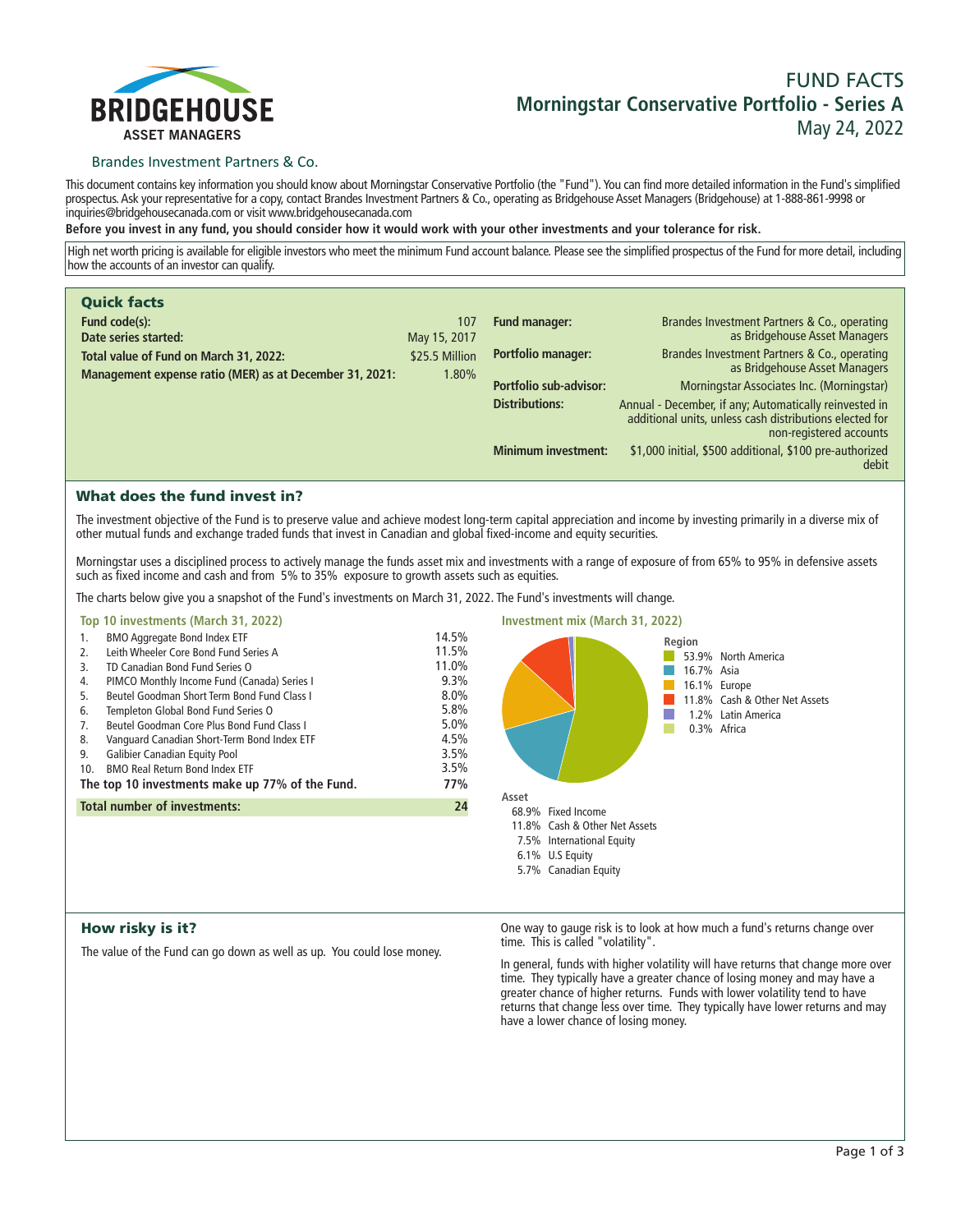BRIDGEHOUSE
ASSET MANAGERS

Brandes Investment Partners & Co.

# FUND FACTS
## Morningstar Conservative Portfolio - Series A
May 24, 2022

This document contains key information you should know about Morningstar Conservative Portfolio (the "Fund"). You can find more detailed information in the Fund's simplified prospectus. Ask your representative for a copy, contact Brandes Investment Partners & Co., operating as Bridgehouse Asset Managers (Bridgehouse) at 1-888-861-9998 or inquiries@bridgehousecanada.com or visit www.bridgehousecanada.com

**Before you invest in any fund, you should consider how it would work with your other investments and your tolerance for risk.**

High net worth pricing is available for eligible investors who meet the minimum Fund account balance. Please see the simplified prospectus of the Fund for more detail, including how the accounts of an investor can qualify.

## Quick facts

| | |
|---|---|
| **Fund code(s):** | 107 |
| **Date series started:** | May 15, 2017 |
| **Total value of Fund on March 31, 2022:** | $25.5 Million |
| **Management expense ratio (MER) as at December 31, 2021:** | 1.80% |
| **Fund manager:** | Brandes Investment Partners & Co., operating as Bridgehouse Asset Managers |
| **Portfolio manager:** | Brandes Investment Partners & Co., operating as Bridgehouse Asset Managers |
| **Portfolio sub-advisor:** | Morningstar Associates Inc. (Morningstar) |
| **Distributions:** | Annual - December, if any; Automatically reinvested in additional units, unless cash distributions elected for non-registered accounts |
| **Minimum investment:** | $1,000 initial, $500 additional, $100 pre-authorized debit |

## What does the fund invest in?

The investment objective of the Fund is to preserve value and achieve modest long-term capital appreciation and income by investing primarily in a diverse mix of other mutual funds and exchange traded funds that invest in Canadian and global fixed-income and equity securities.

Morningstar uses a disciplined process to actively manage the funds asset mix and investments with a range of exposure of from 65% to 95% in defensive assets such as fixed income and cash and from 5% to 35% exposure to growth assets such as equities.

The charts below give you a snapshot of the Fund's investments on March 31, 2022. The Fund's investments will change.

### Top 10 investments (March 31, 2022)

| | | |
|---|---|---|
| 1. | BMO Aggregate Bond Index ETF | 14.5% |
| 2. | Leith Wheeler Core Bond Fund Series A | 11.5% |
| 3. | TD Canadian Bond Fund Series O | 11.0% |
| 4. | PIMCO Monthly Income Fund (Canada) Series I | 9.3% |
| 5. | Beutel Goodman Short Term Bond Fund Class I | 8.0% |
| 6. | Templeton Global Bond Fund Series O | 5.8% |
| 7. | Beutel Goodman Core Plus Bond Fund Class I | 5.0% |
| 8. | Vanguard Canadian Short-Term Bond Index ETF | 4.5% |
| 9. | Galibier Canadian Equity Pool | 3.5% |
| 10. | BMO Real Return Bond Index ETF | 3.5% |
| | **The top 10 investments make up 77% of the Fund.** | **77%** |
| | **Total number of investments:** | **24** |

### Investment mix (March 31, 2022)

**Region**

| | |
|---|---|
| 53.9% | North America |
| 16.7% | Asia |
| 16.1% | Europe |
| 11.8% | Cash & Other Net Assets |
| 1.2% | Latin America |
| 0.3% | Africa |

**Asset**

| | |
|---|---|
| 68.9% | Fixed Income |
| 11.8% | Cash & Other Net Assets |
| 7.5% | International Equity |
| 6.1% | U.S Equity |
| 5.7% | Canadian Equity |

## How risky is it?

The value of the Fund can go down as well as up. You could lose money.

One way to gauge risk is to look at how much a fund's returns change over time. This is called "volatility".

In general, funds with higher volatility will have returns that change more over time. They typically have a greater chance of losing money and may have a greater chance of higher returns. Funds with lower volatility tend to have returns that change less over time. They typically have lower returns and may have a lower chance of losing money.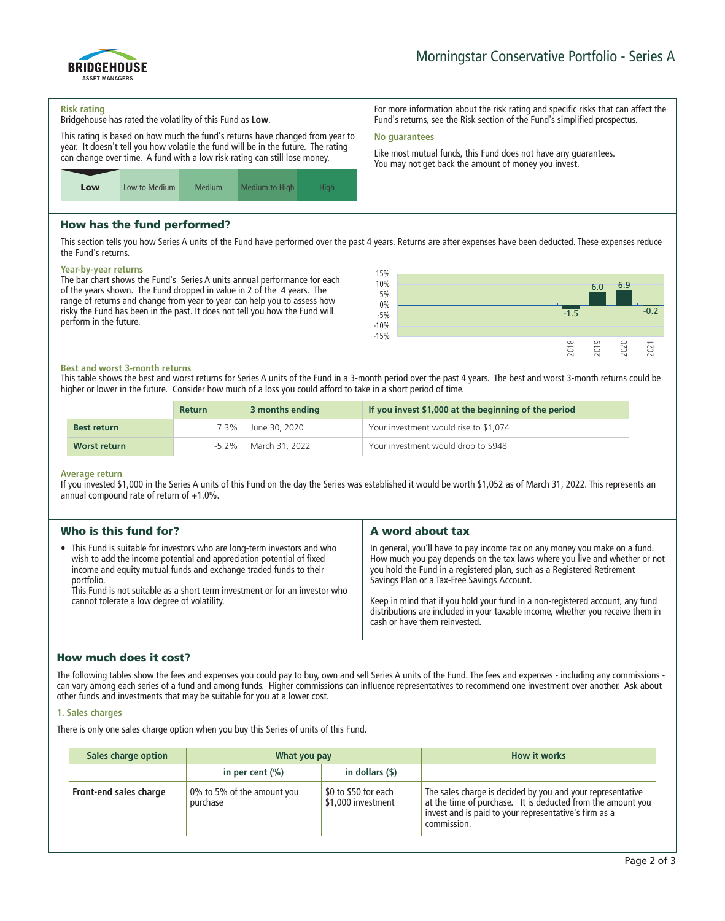# Morningstar Conservative Portfolio - Series A

### Risk rating

Bridgehouse has rated the volatility of this Fund as **Low**.

This rating is based on how much the fund's returns have changed from year to year. It doesn't tell you how volatile the fund will be in the future. The rating can change over time. A fund with a low risk rating can still lose money.

| **Low** | Low to Medium | Medium | Medium to High | High |
|---|---|---|---|---|

For more information about the risk rating and specific risks that can affect the Fund's returns, see the Risk section of the Fund's simplified prospectus.

### No guarantees

Like most mutual funds, this Fund does not have any guarantees. You may not get back the amount of money you invest.

## How has the fund performed?

This section tells you how Series A units of the Fund have performed over the past 4 years. Returns are after expenses have been deducted. These expenses reduce the Fund's returns.

### Year-by-year returns

The bar chart shows the Fund's Series A units annual performance for each of the years shown. The Fund dropped in value in 2 of the 4 years. The range of returns and change from year to year can help you to assess how risky the Fund has been in the past. It does not tell you how the Fund will perform in the future.

| Year | 2018 | 2019 | 2020 | 2021 |
|---|---|---|---|---|
| Return (%) | -1.5 | 6.0 | 6.9 | -0.2 |

### Best and worst 3-month returns

This table shows the best and worst returns for Series A units of the Fund in a 3-month period over the past 4 years. The best and worst 3-month returns could be higher or lower in the future. Consider how much of a loss you could afford to take in a short period of time.

| | Return | 3 months ending | If you invest $1,000 at the beginning of the period |
|---|---|---|---|
| **Best return** | 7.3% | June 30, 2020 | Your investment would rise to $1,074 |
| **Worst return** | -5.2% | March 31, 2022 | Your investment would drop to $948 |

### Average return

If you invested $1,000 in the Series A units of this Fund on the day the Series was established it would be worth $1,052 as of March 31, 2022. This represents an annual compound rate of return of +1.0%.

## Who is this fund for?

- This Fund is suitable for investors who are long-term investors and who wish to add the income potential and appreciation potential of fixed income and equity mutual funds and exchange traded funds to their portfolio.
  This Fund is not suitable as a short term investment or for an investor who cannot tolerate a low degree of volatility.

## A word about tax

In general, you'll have to pay income tax on any money you make on a fund. How much you pay depends on the tax laws where you live and whether or not you hold the Fund in a registered plan, such as a Registered Retirement Savings Plan or a Tax-Free Savings Account.

Keep in mind that if you hold your fund in a non-registered account, any fund distributions are included in your taxable income, whether you receive them in cash or have them reinvested.

## How much does it cost?

The following tables show the fees and expenses you could pay to buy, own and sell Series A units of the Fund. The fees and expenses - including any commissions - can vary among each series of a fund and among funds. Higher commissions can influence representatives to recommend one investment over another. Ask about other funds and investments that may be suitable for you at a lower cost.

### 1. Sales charges

There is only one sales charge option when you buy this Series of units of this Fund.

| Sales charge option | What you pay | | How it works |
|---|---|---|---|
| | in per cent (%) | in dollars ($) | |
| **Front-end sales charge** | 0% to 5% of the amount you purchase | $0 to $50 for each $1,000 investment | The sales charge is decided by you and your representative at the time of purchase. It is deducted from the amount you invest and is paid to your representative's firm as a commission. |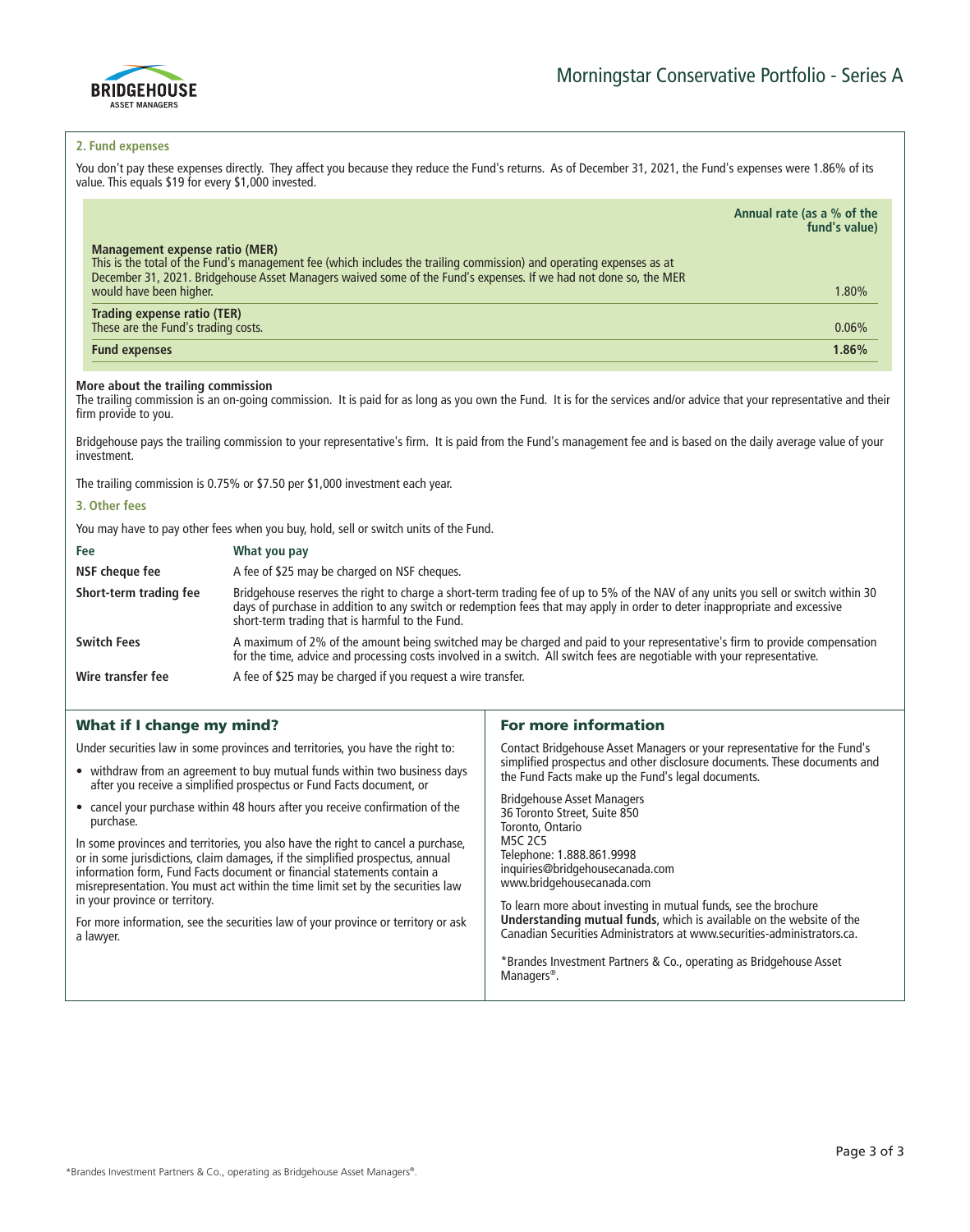# Morningstar Conservative Portfolio - Series A

## 2. Fund expenses

You don't pay these expenses directly. They affect you because they reduce the Fund's returns. As of December 31, 2021, the Fund's expenses were 1.86% of its value. This equals $19 for every $1,000 invested.

| | Annual rate (as a % of the fund's value) |
|---|---|
| **Management expense ratio (MER)**<br>This is the total of the Fund's management fee (which includes the trailing commission) and operating expenses as at December 31, 2021. Bridgehouse Asset Managers waived some of the Fund's expenses. If we had not done so, the MER would have been higher. | 1.80% |
| **Trading expense ratio (TER)**<br>These are the Fund's trading costs. | 0.06% |
| **Fund expenses** | **1.86%** |

**More about the trailing commission**

The trailing commission is an on-going commission. It is paid for as long as you own the Fund. It is for the services and/or advice that your representative and their firm provide to you.

Bridgehouse pays the trailing commission to your representative's firm. It is paid from the Fund's management fee and is based on the daily average value of your investment.

The trailing commission is 0.75% or $7.50 per $1,000 investment each year.

## 3. Other fees

You may have to pay other fees when you buy, hold, sell or switch units of the Fund.

| Fee | What you pay |
|---|---|
| **NSF cheque fee** | A fee of $25 may be charged on NSF cheques. |
| **Short-term trading fee** | Bridgehouse reserves the right to charge a short-term trading fee of up to 5% of the NAV of any units you sell or switch within 30 days of purchase in addition to any switch or redemption fees that may apply in order to deter inappropriate and excessive short-term trading that is harmful to the Fund. |
| **Switch Fees** | A maximum of 2% of the amount being switched may be charged and paid to your representative's firm to provide compensation for the time, advice and processing costs involved in a switch. All switch fees are negotiable with your representative. |
| **Wire transfer fee** | A fee of $25 may be charged if you request a wire transfer. |

## What if I change my mind?

Under securities law in some provinces and territories, you have the right to:

- withdraw from an agreement to buy mutual funds within two business days after you receive a simplified prospectus or Fund Facts document, or
- cancel your purchase within 48 hours after you receive confirmation of the purchase.

In some provinces and territories, you also have the right to cancel a purchase, or in some jurisdictions, claim damages, if the simplified prospectus, annual information form, Fund Facts document or financial statements contain a misrepresentation. You must act within the time limit set by the securities law in your province or territory.

For more information, see the securities law of your province or territory or ask a lawyer.

## For more information

Contact Bridgehouse Asset Managers or your representative for the Fund's simplified prospectus and other disclosure documents. These documents and the Fund Facts make up the Fund's legal documents.

Bridgehouse Asset Managers
36 Toronto Street, Suite 850
Toronto, Ontario
M5C 2C5
Telephone: 1.888.861.9998
inquiries@bridgehousecanada.com
www.bridgehousecanada.com

To learn more about investing in mutual funds, see the brochure **Understanding mutual funds**, which is available on the website of the Canadian Securities Administrators at www.securities-administrators.ca.

*Brandes Investment Partners & Co., operating as Bridgehouse Asset Managers®.